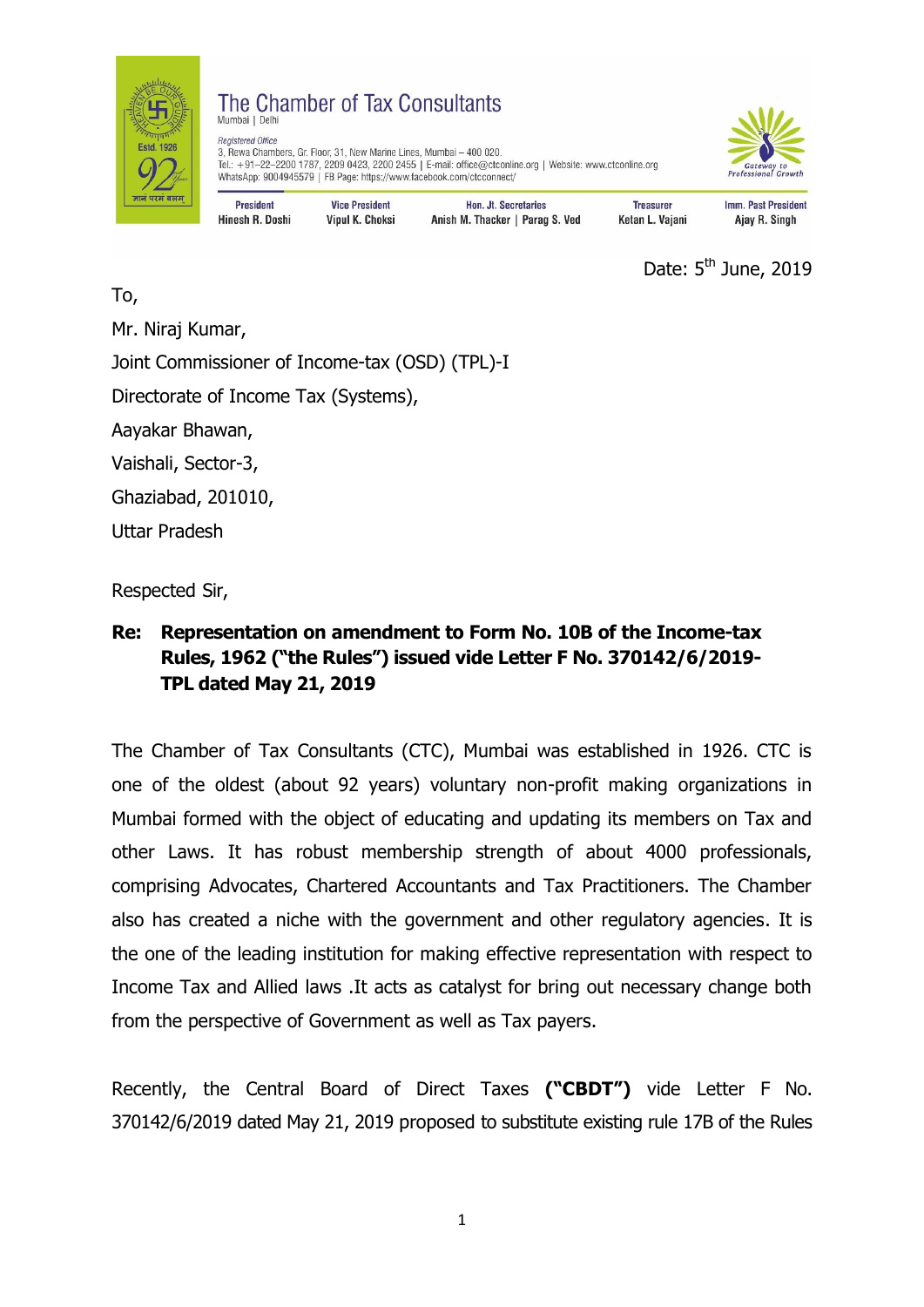The Chamber of Tax Consultants
Mumbai | Delhi

*Registered Office*
3, Rewa Chambers, Gr. Floor, 31, New Marine Lines, Mumbai – 400 020.
Tel.: +91–22–2200 1787, 2209 0423, 2200 2455 | E-mail: office@ctconline.org | Website: www.ctconline.org
WhatsApp: 9004945579 | FB Page: https://www.facebook.com/ctcconnect/

| President | Vice President | Hon. Jt. Secretaries | Treasurer | Imm. Past President |
|---|---|---|---|---|
| Hinesh R. Doshi | Vipul K. Choksi | Anish M. Thacker \| Parag S. Ved | Ketan L. Vajani | Ajay R. Singh |

Date: 5th June, 2019

To,

Mr. Niraj Kumar,

Joint Commissioner of Income-tax (OSD) (TPL)-I

Directorate of Income Tax (Systems),

Aayakar Bhawan,

Vaishali, Sector-3,

Ghaziabad, 201010,

Uttar Pradesh

Respected Sir,

**Re: Representation on amendment to Form No. 10B of the Income-tax Rules, 1962 ("the Rules") issued vide Letter F No. 370142/6/2019-TPL dated May 21, 2019**

The Chamber of Tax Consultants (CTC), Mumbai was established in 1926. CTC is one of the oldest (about 92 years) voluntary non-profit making organizations in Mumbai formed with the object of educating and updating its members on Tax and other Laws. It has robust membership strength of about 4000 professionals, comprising Advocates, Chartered Accountants and Tax Practitioners. The Chamber also has created a niche with the government and other regulatory agencies. It is the one of the leading institution for making effective representation with respect to Income Tax and Allied laws .It acts as catalyst for bring out necessary change both from the perspective of Government as well as Tax payers.

Recently, the Central Board of Direct Taxes **("CBDT")** vide Letter F No. 370142/6/2019 dated May 21, 2019 proposed to substitute existing rule 17B of the Rules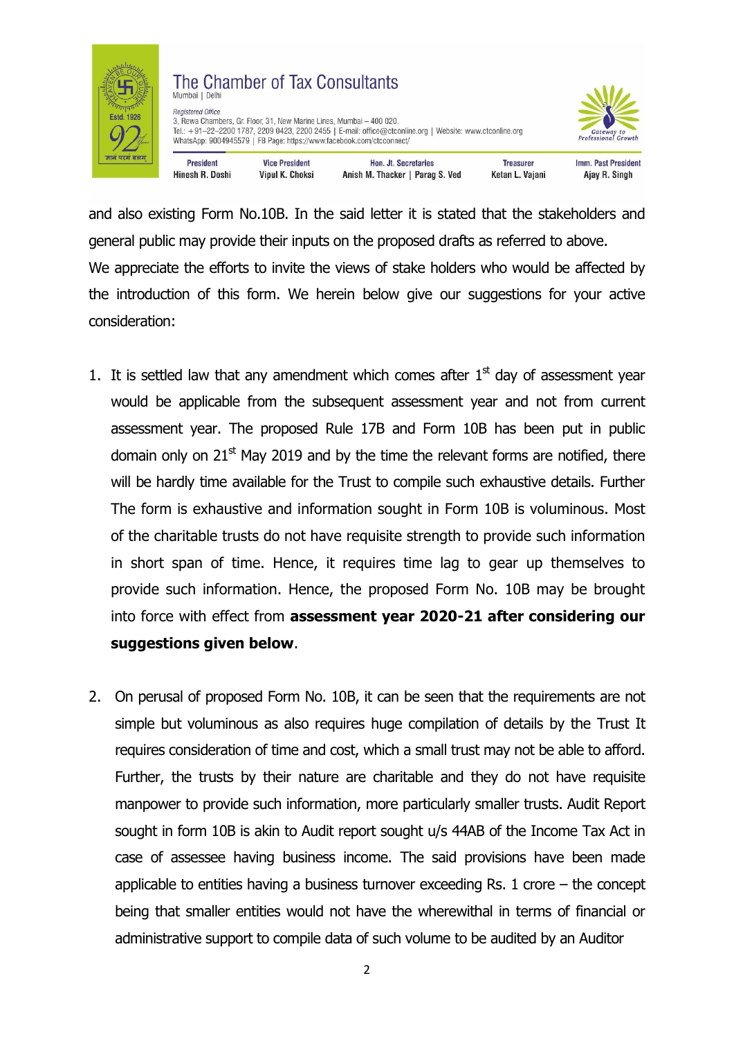and also existing Form No.10B. In the said letter it is stated that the stakeholders and general public may provide their inputs on the proposed drafts as referred to above.
We appreciate the efforts to invite the views of stake holders who would be affected by the introduction of this form. We herein below give our suggestions for your active consideration:

1. It is settled law that any amendment which comes after 1st day of assessment year would be applicable from the subsequent assessment year and not from current assessment year. The proposed Rule 17B and Form 10B has been put in public domain only on 21st May 2019 and by the time the relevant forms are notified, there will be hardly time available for the Trust to compile such exhaustive details. Further The form is exhaustive and information sought in Form 10B is voluminous. Most of the charitable trusts do not have requisite strength to provide such information in short span of time. Hence, it requires time lag to gear up themselves to provide such information. Hence, the proposed Form No. 10B may be brought into force with effect from **assessment year 2020-21 after considering our suggestions given below**.

2. On perusal of proposed Form No. 10B, it can be seen that the requirements are not simple but voluminous as also requires huge compilation of details by the Trust It requires consideration of time and cost, which a small trust may not be able to afford. Further, the trusts by their nature are charitable and they do not have requisite manpower to provide such information, more particularly smaller trusts. Audit Report sought in form 10B is akin to Audit report sought u/s 44AB of the Income Tax Act in case of assessee having business income. The said provisions have been made applicable to entities having a business turnover exceeding Rs. 1 crore – the concept being that smaller entities would not have the wherewithal in terms of financial or administrative support to compile data of such volume to be audited by an Auditor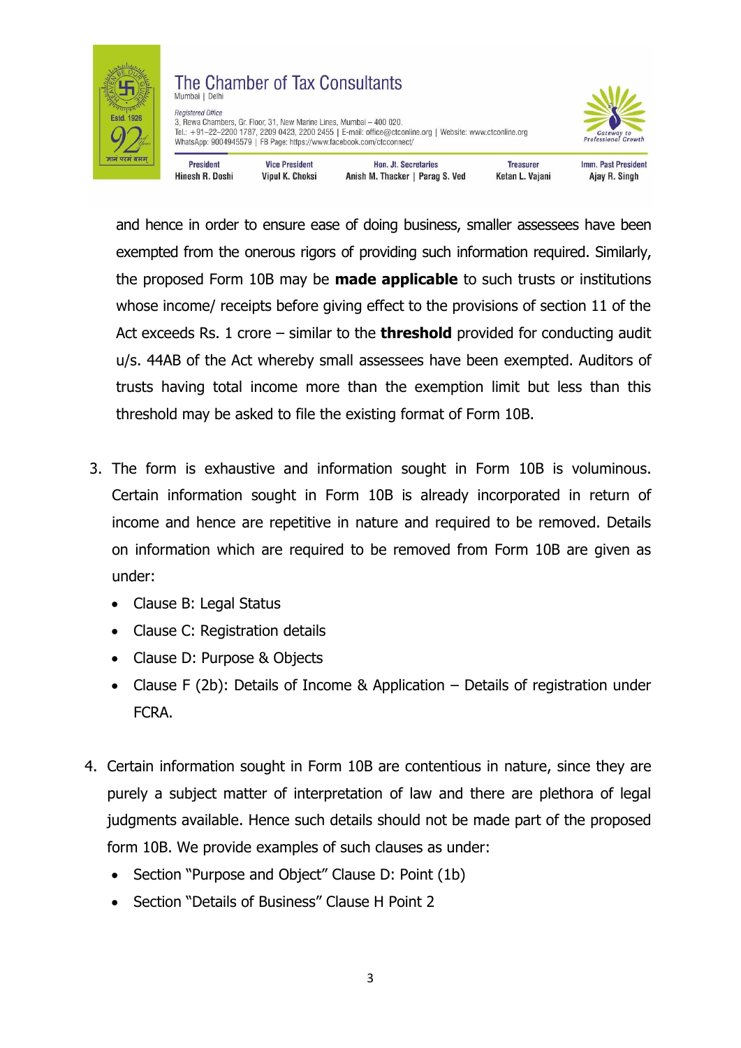and hence in order to ensure ease of doing business, smaller assessees have been exempted from the onerous rigors of providing such information required. Similarly, the proposed Form 10B may be **made applicable** to such trusts or institutions whose income/ receipts before giving effect to the provisions of section 11 of the Act exceeds Rs. 1 crore – similar to the **threshold** provided for conducting audit u/s. 44AB of the Act whereby small assessees have been exempted. Auditors of trusts having total income more than the exemption limit but less than this threshold may be asked to file the existing format of Form 10B.

3. The form is exhaustive and information sought in Form 10B is voluminous. Certain information sought in Form 10B is already incorporated in return of income and hence are repetitive in nature and required to be removed. Details on information which are required to be removed from Form 10B are given as under:
   - Clause B: Legal Status
   - Clause C: Registration details
   - Clause D: Purpose & Objects
   - Clause F (2b): Details of Income & Application – Details of registration under FCRA.

4. Certain information sought in Form 10B are contentious in nature, since they are purely a subject matter of interpretation of law and there are plethora of legal judgments available. Hence such details should not be made part of the proposed form 10B. We provide examples of such clauses as under:
   - Section "Purpose and Object" Clause D: Point (1b)
   - Section "Details of Business" Clause H Point 2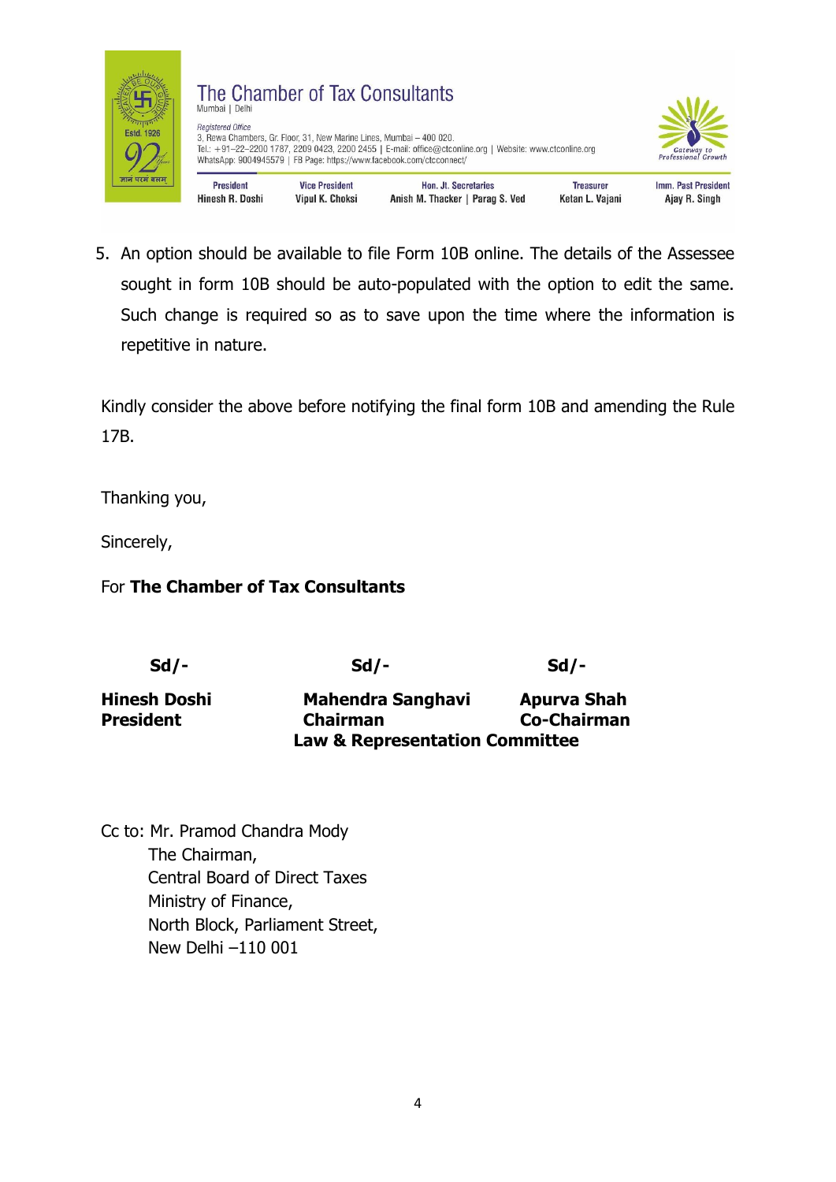5. An option should be available to file Form 10B online. The details of the Assessee sought in form 10B should be auto-populated with the option to edit the same. Such change is required so as to save upon the time where the information is repetitive in nature.

Kindly consider the above before notifying the final form 10B and amending the Rule 17B.

Thanking you,

Sincerely,

For **The Chamber of Tax Consultants**

| | | |
|---|---|---|
| **Sd/-** | **Sd/-** | **Sd/-** |
| **Hinesh Doshi** | **Mahendra Sanghavi** | **Apurva Shah** |
| **President** | **Chairman** | **Co-Chairman** |
| | **Law & Representation Committee** | |

Cc to: Mr. Pramod Chandra Mody
The Chairman,
Central Board of Direct Taxes
Ministry of Finance,
North Block, Parliament Street,
New Delhi –110 001